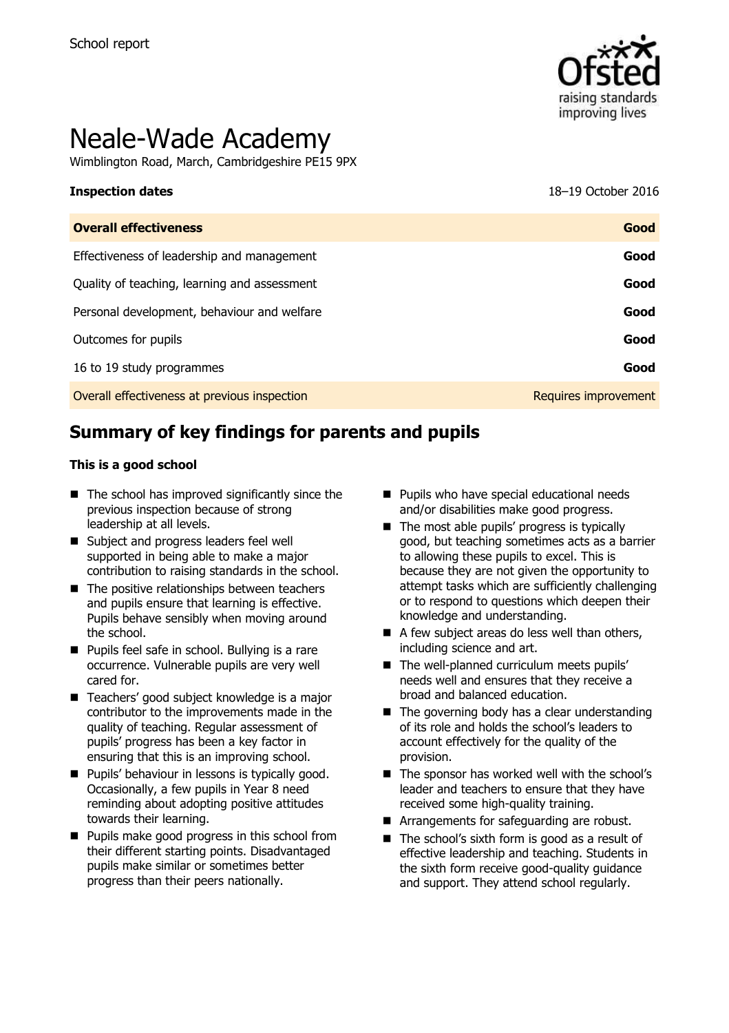School report

# Neale-Wade Academy

Wimblington Road, March, Cambridgeshire PE15 9PX

| **Inspection dates** | 18–19 October 2016 |
| --- | --- |
| **Overall effectiveness** | **Good** |
| Effectiveness of leadership and management | **Good** |
| Quality of teaching, learning and assessment | **Good** |
| Personal development, behaviour and welfare | **Good** |
| Outcomes for pupils | **Good** |
| 16 to 19 study programmes | **Good** |
| Overall effectiveness at previous inspection | Requires improvement |

## Summary of key findings for parents and pupils

**This is a good school**

- The school has improved significantly since the previous inspection because of strong leadership at all levels.
- Subject and progress leaders feel well supported in being able to make a major contribution to raising standards in the school.
- The positive relationships between teachers and pupils ensure that learning is effective. Pupils behave sensibly when moving around the school.
- Pupils feel safe in school. Bullying is a rare occurrence. Vulnerable pupils are very well cared for.
- Teachers' good subject knowledge is a major contributor to the improvements made in the quality of teaching. Regular assessment of pupils' progress has been a key factor in ensuring that this is an improving school.
- Pupils' behaviour in lessons is typically good. Occasionally, a few pupils in Year 8 need reminding about adopting positive attitudes towards their learning.
- Pupils make good progress in this school from their different starting points. Disadvantaged pupils make similar or sometimes better progress than their peers nationally.
- Pupils who have special educational needs and/or disabilities make good progress.
- The most able pupils' progress is typically good, but teaching sometimes acts as a barrier to allowing these pupils to excel. This is because they are not given the opportunity to attempt tasks which are sufficiently challenging or to respond to questions which deepen their knowledge and understanding.
- A few subject areas do less well than others, including science and art.
- The well-planned curriculum meets pupils' needs well and ensures that they receive a broad and balanced education.
- The governing body has a clear understanding of its role and holds the school's leaders to account effectively for the quality of the provision.
- The sponsor has worked well with the school's leader and teachers to ensure that they have received some high-quality training.
- Arrangements for safeguarding are robust.
- The school's sixth form is good as a result of effective leadership and teaching. Students in the sixth form receive good-quality guidance and support. They attend school regularly.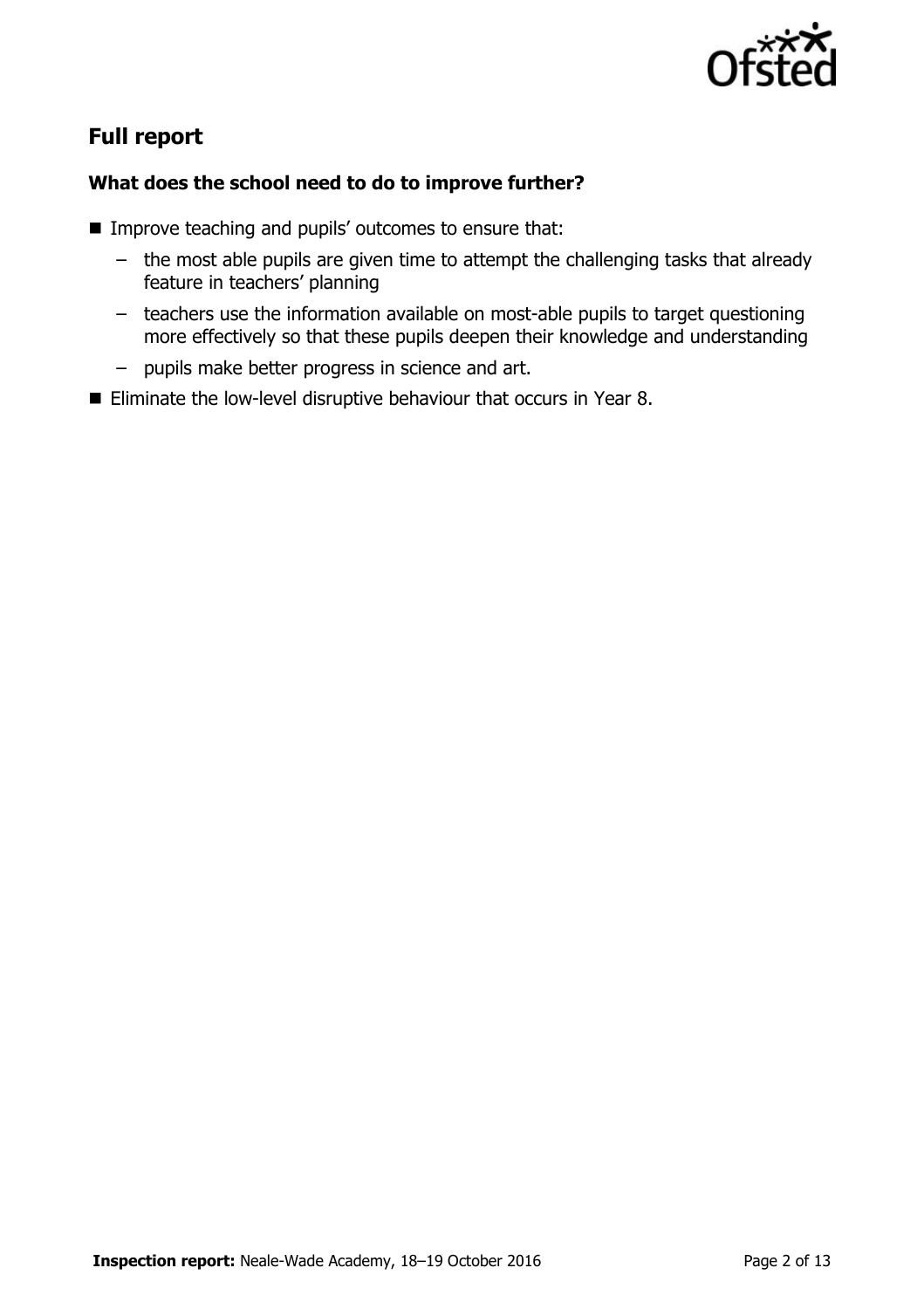## Full report

### What does the school need to do to improve further?

- Improve teaching and pupils' outcomes to ensure that:
  - the most able pupils are given time to attempt the challenging tasks that already feature in teachers' planning
  - teachers use the information available on most-able pupils to target questioning more effectively so that these pupils deepen their knowledge and understanding
  - pupils make better progress in science and art.
- Eliminate the low-level disruptive behaviour that occurs in Year 8.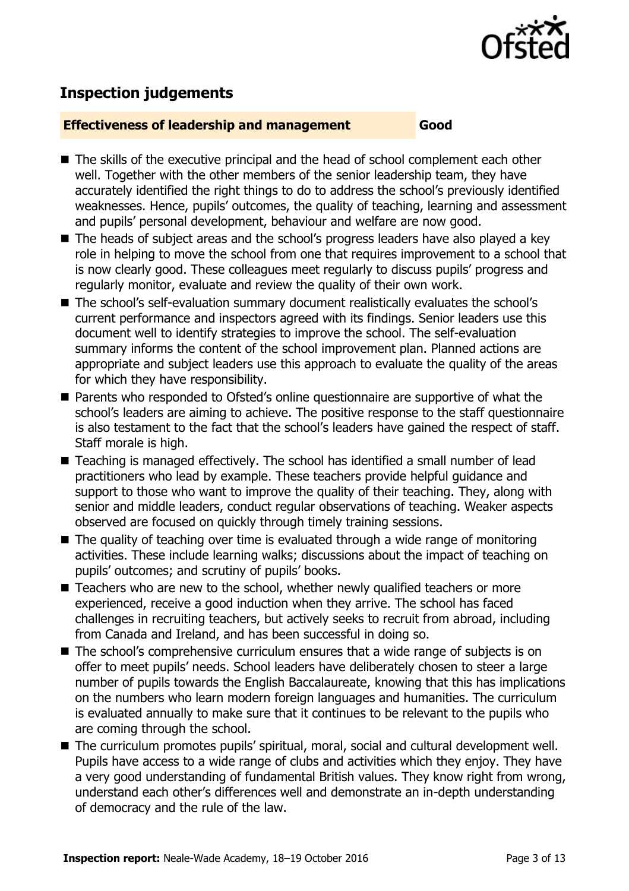## Inspection judgements

| Effectiveness of leadership and management | Good |
| --- | --- |

- The skills of the executive principal and the head of school complement each other well. Together with the other members of the senior leadership team, they have accurately identified the right things to do to address the school's previously identified weaknesses. Hence, pupils' outcomes, the quality of teaching, learning and assessment and pupils' personal development, behaviour and welfare are now good.
- The heads of subject areas and the school's progress leaders have also played a key role in helping to move the school from one that requires improvement to a school that is now clearly good. These colleagues meet regularly to discuss pupils' progress and regularly monitor, evaluate and review the quality of their own work.
- The school's self-evaluation summary document realistically evaluates the school's current performance and inspectors agreed with its findings. Senior leaders use this document well to identify strategies to improve the school. The self-evaluation summary informs the content of the school improvement plan. Planned actions are appropriate and subject leaders use this approach to evaluate the quality of the areas for which they have responsibility.
- Parents who responded to Ofsted's online questionnaire are supportive of what the school's leaders are aiming to achieve. The positive response to the staff questionnaire is also testament to the fact that the school's leaders have gained the respect of staff. Staff morale is high.
- Teaching is managed effectively. The school has identified a small number of lead practitioners who lead by example. These teachers provide helpful guidance and support to those who want to improve the quality of their teaching. They, along with senior and middle leaders, conduct regular observations of teaching. Weaker aspects observed are focused on quickly through timely training sessions.
- The quality of teaching over time is evaluated through a wide range of monitoring activities. These include learning walks; discussions about the impact of teaching on pupils' outcomes; and scrutiny of pupils' books.
- Teachers who are new to the school, whether newly qualified teachers or more experienced, receive a good induction when they arrive. The school has faced challenges in recruiting teachers, but actively seeks to recruit from abroad, including from Canada and Ireland, and has been successful in doing so.
- The school's comprehensive curriculum ensures that a wide range of subjects is on offer to meet pupils' needs. School leaders have deliberately chosen to steer a large number of pupils towards the English Baccalaureate, knowing that this has implications on the numbers who learn modern foreign languages and humanities. The curriculum is evaluated annually to make sure that it continues to be relevant to the pupils who are coming through the school.
- The curriculum promotes pupils' spiritual, moral, social and cultural development well. Pupils have access to a wide range of clubs and activities which they enjoy. They have a very good understanding of fundamental British values. They know right from wrong, understand each other's differences well and demonstrate an in-depth understanding of democracy and the rule of the law.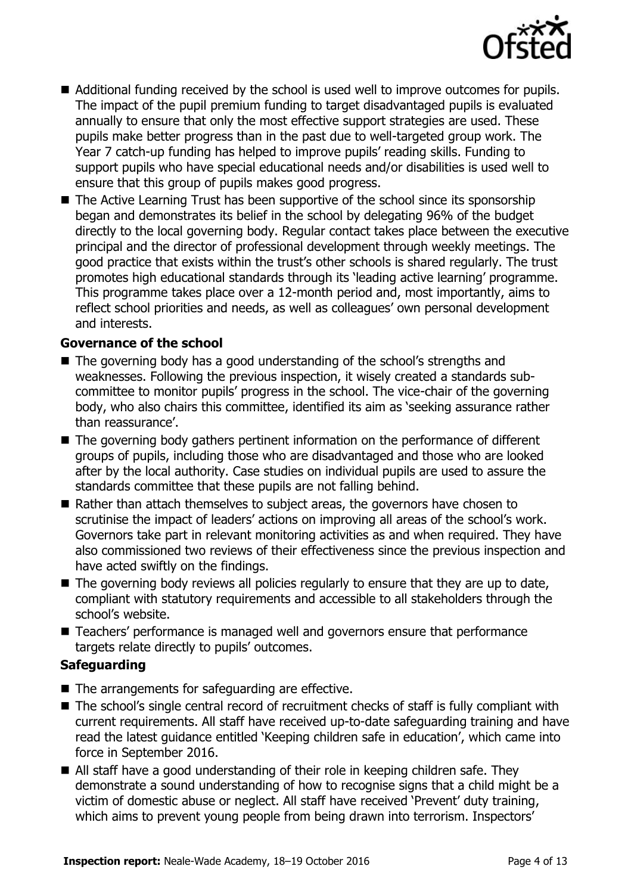- Additional funding received by the school is used well to improve outcomes for pupils. The impact of the pupil premium funding to target disadvantaged pupils is evaluated annually to ensure that only the most effective support strategies are used. These pupils make better progress than in the past due to well-targeted group work. The Year 7 catch-up funding has helped to improve pupils' reading skills. Funding to support pupils who have special educational needs and/or disabilities is used well to ensure that this group of pupils makes good progress.
- The Active Learning Trust has been supportive of the school since its sponsorship began and demonstrates its belief in the school by delegating 96% of the budget directly to the local governing body. Regular contact takes place between the executive principal and the director of professional development through weekly meetings. The good practice that exists within the trust's other schools is shared regularly. The trust promotes high educational standards through its 'leading active learning' programme. This programme takes place over a 12-month period and, most importantly, aims to reflect school priorities and needs, as well as colleagues' own personal development and interests.

**Governance of the school**

- The governing body has a good understanding of the school's strengths and weaknesses. Following the previous inspection, it wisely created a standards sub-committee to monitor pupils' progress in the school. The vice-chair of the governing body, who also chairs this committee, identified its aim as 'seeking assurance rather than reassurance'.
- The governing body gathers pertinent information on the performance of different groups of pupils, including those who are disadvantaged and those who are looked after by the local authority. Case studies on individual pupils are used to assure the standards committee that these pupils are not falling behind.
- Rather than attach themselves to subject areas, the governors have chosen to scrutinise the impact of leaders' actions on improving all areas of the school's work. Governors take part in relevant monitoring activities as and when required. They have also commissioned two reviews of their effectiveness since the previous inspection and have acted swiftly on the findings.
- The governing body reviews all policies regularly to ensure that they are up to date, compliant with statutory requirements and accessible to all stakeholders through the school's website.
- Teachers' performance is managed well and governors ensure that performance targets relate directly to pupils' outcomes.

**Safeguarding**

- The arrangements for safeguarding are effective.
- The school's single central record of recruitment checks of staff is fully compliant with current requirements. All staff have received up-to-date safeguarding training and have read the latest guidance entitled 'Keeping children safe in education', which came into force in September 2016.
- All staff have a good understanding of their role in keeping children safe. They demonstrate a sound understanding of how to recognise signs that a child might be a victim of domestic abuse or neglect. All staff have received 'Prevent' duty training, which aims to prevent young people from being drawn into terrorism. Inspectors'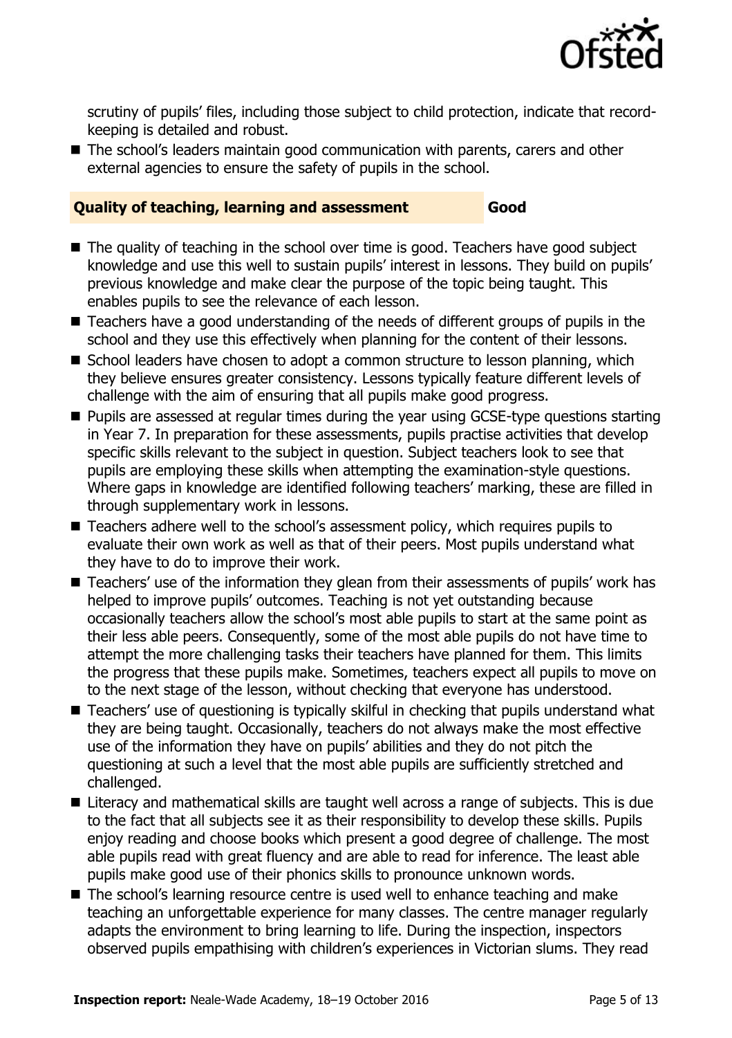scrutiny of pupils' files, including those subject to child protection, indicate that record-keeping is detailed and robust.

- The school's leaders maintain good communication with parents, carers and other external agencies to ensure the safety of pupils in the school.

## Quality of teaching, learning and assessment — Good

- The quality of teaching in the school over time is good. Teachers have good subject knowledge and use this well to sustain pupils' interest in lessons. They build on pupils' previous knowledge and make clear the purpose of the topic being taught. This enables pupils to see the relevance of each lesson.
- Teachers have a good understanding of the needs of different groups of pupils in the school and they use this effectively when planning for the content of their lessons.
- School leaders have chosen to adopt a common structure to lesson planning, which they believe ensures greater consistency. Lessons typically feature different levels of challenge with the aim of ensuring that all pupils make good progress.
- Pupils are assessed at regular times during the year using GCSE-type questions starting in Year 7. In preparation for these assessments, pupils practise activities that develop specific skills relevant to the subject in question. Subject teachers look to see that pupils are employing these skills when attempting the examination-style questions. Where gaps in knowledge are identified following teachers' marking, these are filled in through supplementary work in lessons.
- Teachers adhere well to the school's assessment policy, which requires pupils to evaluate their own work as well as that of their peers. Most pupils understand what they have to do to improve their work.
- Teachers' use of the information they glean from their assessments of pupils' work has helped to improve pupils' outcomes. Teaching is not yet outstanding because occasionally teachers allow the school's most able pupils to start at the same point as their less able peers. Consequently, some of the most able pupils do not have time to attempt the more challenging tasks their teachers have planned for them. This limits the progress that these pupils make. Sometimes, teachers expect all pupils to move on to the next stage of the lesson, without checking that everyone has understood.
- Teachers' use of questioning is typically skilful in checking that pupils understand what they are being taught. Occasionally, teachers do not always make the most effective use of the information they have on pupils' abilities and they do not pitch the questioning at such a level that the most able pupils are sufficiently stretched and challenged.
- Literacy and mathematical skills are taught well across a range of subjects. This is due to the fact that all subjects see it as their responsibility to develop these skills. Pupils enjoy reading and choose books which present a good degree of challenge. The most able pupils read with great fluency and are able to read for inference. The least able pupils make good use of their phonics skills to pronounce unknown words.
- The school's learning resource centre is used well to enhance teaching and make teaching an unforgettable experience for many classes. The centre manager regularly adapts the environment to bring learning to life. During the inspection, inspectors observed pupils empathising with children's experiences in Victorian slums. They read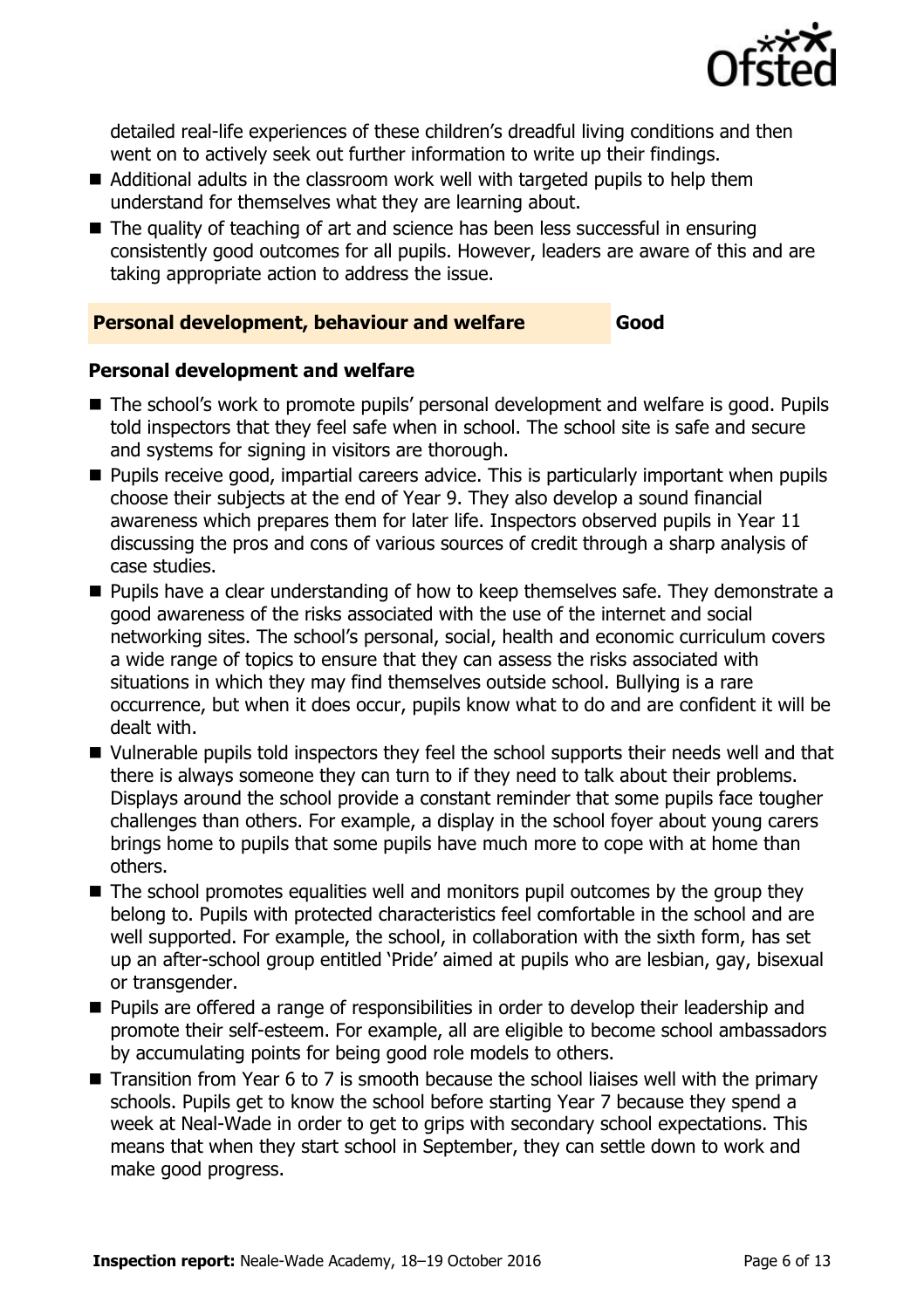detailed real-life experiences of these children's dreadful living conditions and then went on to actively seek out further information to write up their findings.

- Additional adults in the classroom work well with targeted pupils to help them understand for themselves what they are learning about.
- The quality of teaching of art and science has been less successful in ensuring consistently good outcomes for all pupils. However, leaders are aware of this and are taking appropriate action to address the issue.

## Personal development, behaviour and welfare — Good

### Personal development and welfare

- The school's work to promote pupils' personal development and welfare is good. Pupils told inspectors that they feel safe when in school. The school site is safe and secure and systems for signing in visitors are thorough.
- Pupils receive good, impartial careers advice. This is particularly important when pupils choose their subjects at the end of Year 9. They also develop a sound financial awareness which prepares them for later life. Inspectors observed pupils in Year 11 discussing the pros and cons of various sources of credit through a sharp analysis of case studies.
- Pupils have a clear understanding of how to keep themselves safe. They demonstrate a good awareness of the risks associated with the use of the internet and social networking sites. The school's personal, social, health and economic curriculum covers a wide range of topics to ensure that they can assess the risks associated with situations in which they may find themselves outside school. Bullying is a rare occurrence, but when it does occur, pupils know what to do and are confident it will be dealt with.
- Vulnerable pupils told inspectors they feel the school supports their needs well and that there is always someone they can turn to if they need to talk about their problems. Displays around the school provide a constant reminder that some pupils face tougher challenges than others. For example, a display in the school foyer about young carers brings home to pupils that some pupils have much more to cope with at home than others.
- The school promotes equalities well and monitors pupil outcomes by the group they belong to. Pupils with protected characteristics feel comfortable in the school and are well supported. For example, the school, in collaboration with the sixth form, has set up an after-school group entitled 'Pride' aimed at pupils who are lesbian, gay, bisexual or transgender.
- Pupils are offered a range of responsibilities in order to develop their leadership and promote their self-esteem. For example, all are eligible to become school ambassadors by accumulating points for being good role models to others.
- Transition from Year 6 to 7 is smooth because the school liaises well with the primary schools. Pupils get to know the school before starting Year 7 because they spend a week at Neal-Wade in order to get to grips with secondary school expectations. This means that when they start school in September, they can settle down to work and make good progress.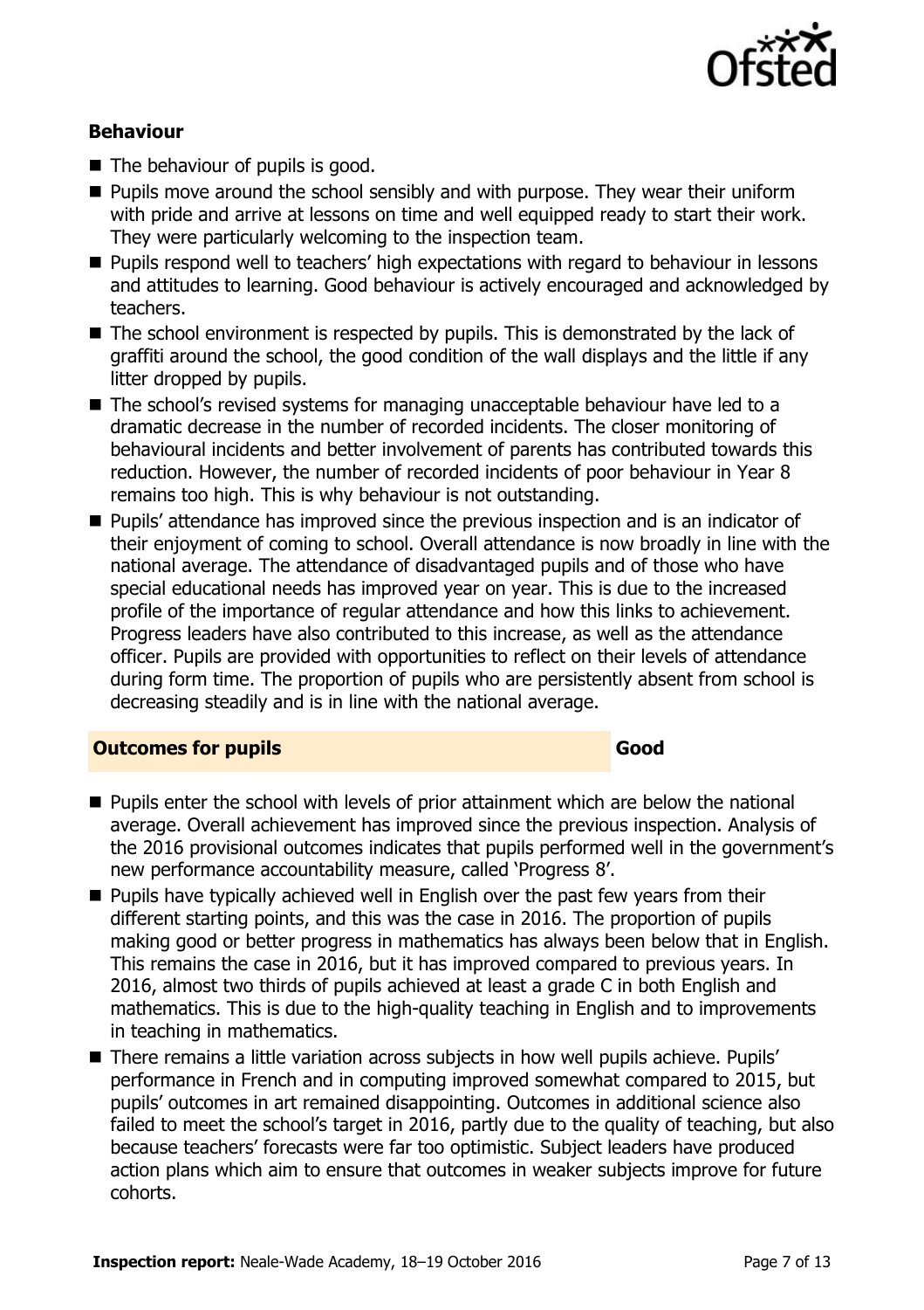### Behaviour

- The behaviour of pupils is good.
- Pupils move around the school sensibly and with purpose. They wear their uniform with pride and arrive at lessons on time and well equipped ready to start their work. They were particularly welcoming to the inspection team.
- Pupils respond well to teachers' high expectations with regard to behaviour in lessons and attitudes to learning. Good behaviour is actively encouraged and acknowledged by teachers.
- The school environment is respected by pupils. This is demonstrated by the lack of graffiti around the school, the good condition of the wall displays and the little if any litter dropped by pupils.
- The school's revised systems for managing unacceptable behaviour have led to a dramatic decrease in the number of recorded incidents. The closer monitoring of behavioural incidents and better involvement of parents has contributed towards this reduction. However, the number of recorded incidents of poor behaviour in Year 8 remains too high. This is why behaviour is not outstanding.
- Pupils' attendance has improved since the previous inspection and is an indicator of their enjoyment of coming to school. Overall attendance is now broadly in line with the national average. The attendance of disadvantaged pupils and of those who have special educational needs has improved year on year. This is due to the increased profile of the importance of regular attendance and how this links to achievement. Progress leaders have also contributed to this increase, as well as the attendance officer. Pupils are provided with opportunities to reflect on their levels of attendance during form time. The proportion of pupils who are persistently absent from school is decreasing steadily and is in line with the national average.

## Outcomes for pupils — Good

- Pupils enter the school with levels of prior attainment which are below the national average. Overall achievement has improved since the previous inspection. Analysis of the 2016 provisional outcomes indicates that pupils performed well in the government's new performance accountability measure, called 'Progress 8'.
- Pupils have typically achieved well in English over the past few years from their different starting points, and this was the case in 2016. The proportion of pupils making good or better progress in mathematics has always been below that in English. This remains the case in 2016, but it has improved compared to previous years. In 2016, almost two thirds of pupils achieved at least a grade C in both English and mathematics. This is due to the high-quality teaching in English and to improvements in teaching in mathematics.
- There remains a little variation across subjects in how well pupils achieve. Pupils' performance in French and in computing improved somewhat compared to 2015, but pupils' outcomes in art remained disappointing. Outcomes in additional science also failed to meet the school's target in 2016, partly due to the quality of teaching, but also because teachers' forecasts were far too optimistic. Subject leaders have produced action plans which aim to ensure that outcomes in weaker subjects improve for future cohorts.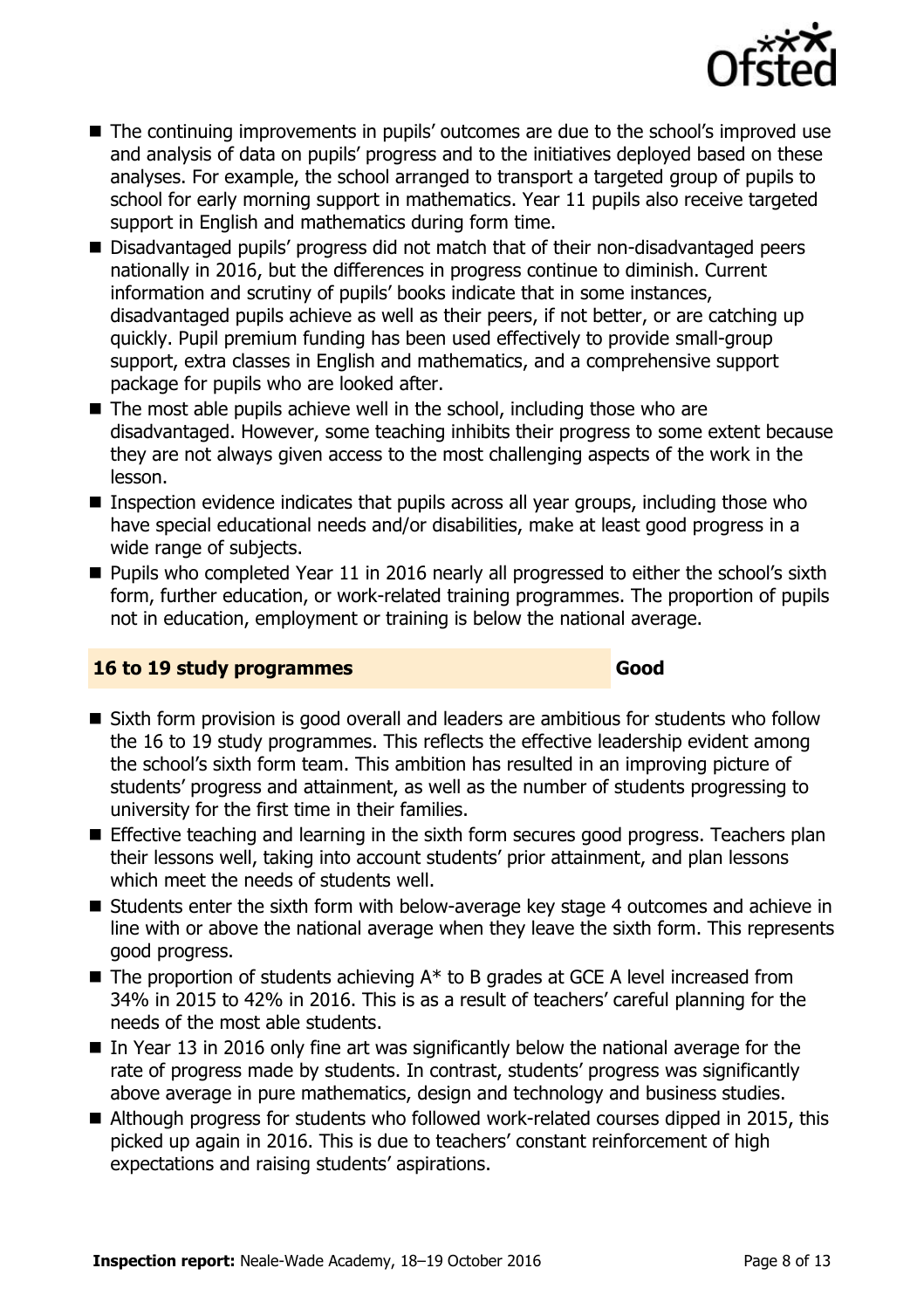- The continuing improvements in pupils' outcomes are due to the school's improved use and analysis of data on pupils' progress and to the initiatives deployed based on these analyses. For example, the school arranged to transport a targeted group of pupils to school for early morning support in mathematics. Year 11 pupils also receive targeted support in English and mathematics during form time.
- Disadvantaged pupils' progress did not match that of their non-disadvantaged peers nationally in 2016, but the differences in progress continue to diminish. Current information and scrutiny of pupils' books indicate that in some instances, disadvantaged pupils achieve as well as their peers, if not better, or are catching up quickly. Pupil premium funding has been used effectively to provide small-group support, extra classes in English and mathematics, and a comprehensive support package for pupils who are looked after.
- The most able pupils achieve well in the school, including those who are disadvantaged. However, some teaching inhibits their progress to some extent because they are not always given access to the most challenging aspects of the work in the lesson.
- Inspection evidence indicates that pupils across all year groups, including those who have special educational needs and/or disabilities, make at least good progress in a wide range of subjects.
- Pupils who completed Year 11 in 2016 nearly all progressed to either the school's sixth form, further education, or work-related training programmes. The proportion of pupils not in education, employment or training is below the national average.

## 16 to 19 study programmes — Good

- Sixth form provision is good overall and leaders are ambitious for students who follow the 16 to 19 study programmes. This reflects the effective leadership evident among the school's sixth form team. This ambition has resulted in an improving picture of students' progress and attainment, as well as the number of students progressing to university for the first time in their families.
- Effective teaching and learning in the sixth form secures good progress. Teachers plan their lessons well, taking into account students' prior attainment, and plan lessons which meet the needs of students well.
- Students enter the sixth form with below-average key stage 4 outcomes and achieve in line with or above the national average when they leave the sixth form. This represents good progress.
- The proportion of students achieving A* to B grades at GCE A level increased from 34% in 2015 to 42% in 2016. This is as a result of teachers' careful planning for the needs of the most able students.
- In Year 13 in 2016 only fine art was significantly below the national average for the rate of progress made by students. In contrast, students' progress was significantly above average in pure mathematics, design and technology and business studies.
- Although progress for students who followed work-related courses dipped in 2015, this picked up again in 2016. This is due to teachers' constant reinforcement of high expectations and raising students' aspirations.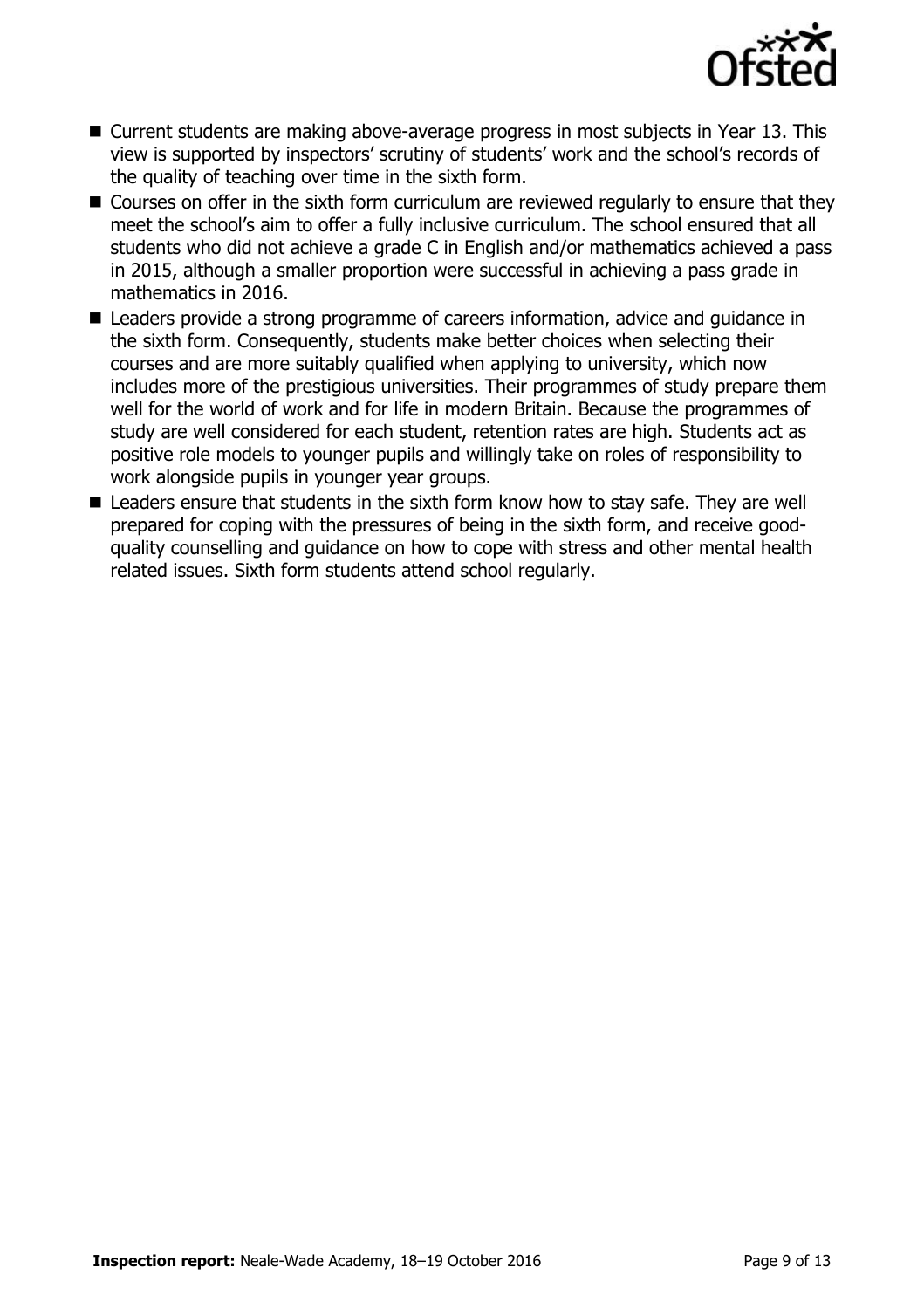- Current students are making above-average progress in most subjects in Year 13. This view is supported by inspectors' scrutiny of students' work and the school's records of the quality of teaching over time in the sixth form.
- Courses on offer in the sixth form curriculum are reviewed regularly to ensure that they meet the school's aim to offer a fully inclusive curriculum. The school ensured that all students who did not achieve a grade C in English and/or mathematics achieved a pass in 2015, although a smaller proportion were successful in achieving a pass grade in mathematics in 2016.
- Leaders provide a strong programme of careers information, advice and guidance in the sixth form. Consequently, students make better choices when selecting their courses and are more suitably qualified when applying to university, which now includes more of the prestigious universities. Their programmes of study prepare them well for the world of work and for life in modern Britain. Because the programmes of study are well considered for each student, retention rates are high. Students act as positive role models to younger pupils and willingly take on roles of responsibility to work alongside pupils in younger year groups.
- Leaders ensure that students in the sixth form know how to stay safe. They are well prepared for coping with the pressures of being in the sixth form, and receive good-quality counselling and guidance on how to cope with stress and other mental health related issues. Sixth form students attend school regularly.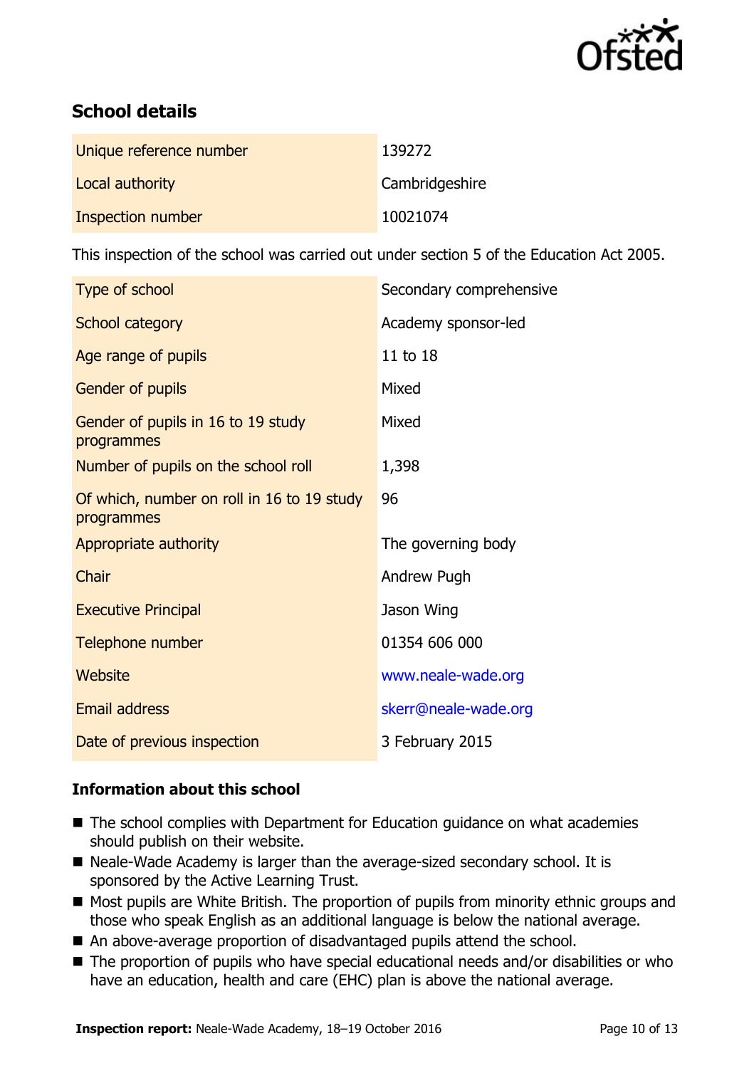## School details

| | |
|---|---|
| Unique reference number | 139272 |
| Local authority | Cambridgeshire |
| Inspection number | 10021074 |

This inspection of the school was carried out under section 5 of the Education Act 2005.

| | |
|---|---|
| Type of school | Secondary comprehensive |
| School category | Academy sponsor-led |
| Age range of pupils | 11 to 18 |
| Gender of pupils | Mixed |
| Gender of pupils in 16 to 19 study programmes | Mixed |
| Number of pupils on the school roll | 1,398 |
| Of which, number on roll in 16 to 19 study programmes | 96 |
| Appropriate authority | The governing body |
| Chair | Andrew Pugh |
| Executive Principal | Jason Wing |
| Telephone number | 01354 606 000 |
| Website | www.neale-wade.org |
| Email address | skerr@neale-wade.org |
| Date of previous inspection | 3 February 2015 |

### Information about this school

- The school complies with Department for Education guidance on what academies should publish on their website.
- Neale-Wade Academy is larger than the average-sized secondary school. It is sponsored by the Active Learning Trust.
- Most pupils are White British. The proportion of pupils from minority ethnic groups and those who speak English as an additional language is below the national average.
- An above-average proportion of disadvantaged pupils attend the school.
- The proportion of pupils who have special educational needs and/or disabilities or who have an education, health and care (EHC) plan is above the national average.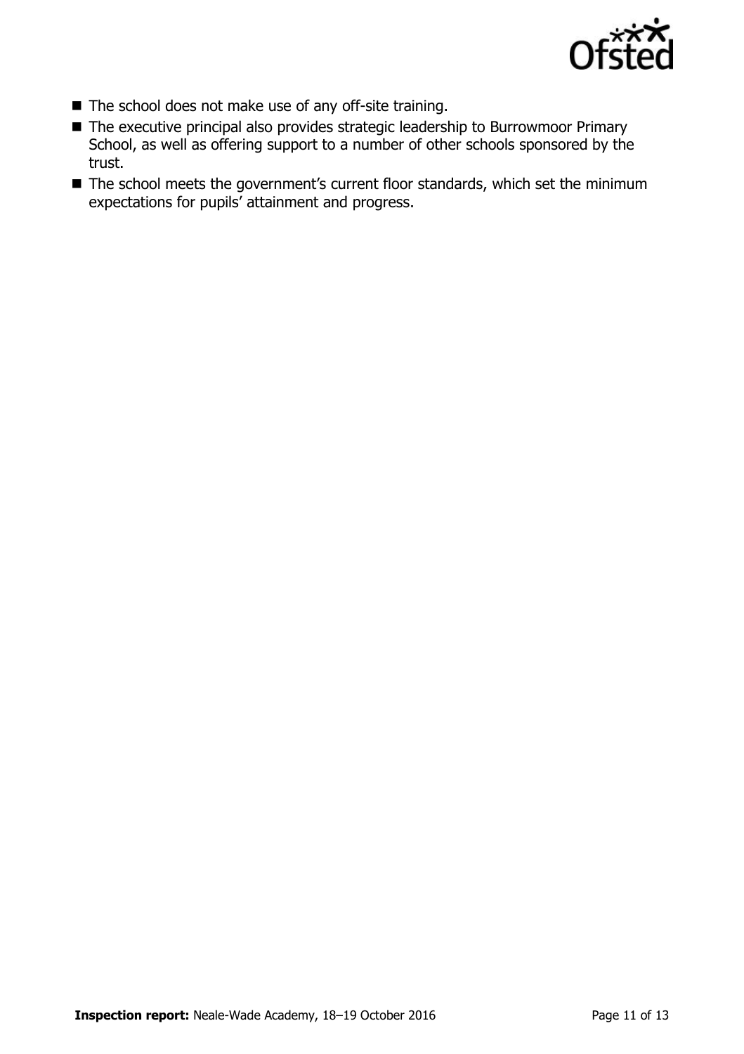- The school does not make use of any off-site training.
- The executive principal also provides strategic leadership to Burrowmoor Primary School, as well as offering support to a number of other schools sponsored by the trust.
- The school meets the government's current floor standards, which set the minimum expectations for pupils' attainment and progress.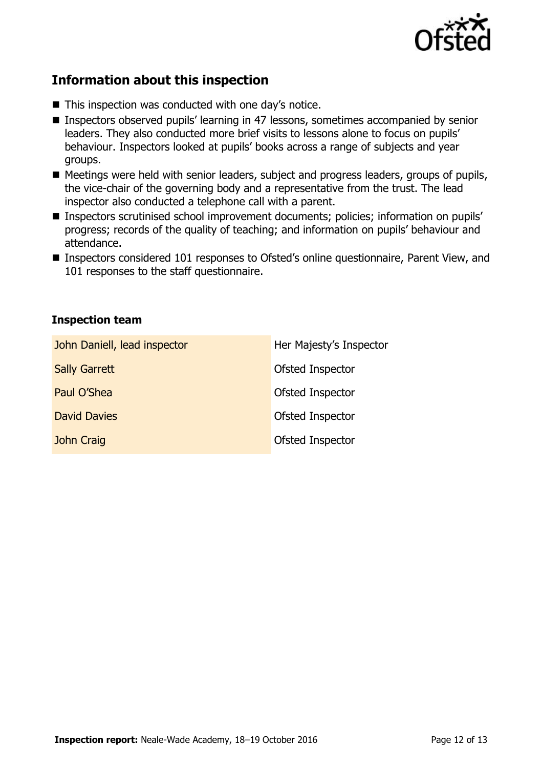## Information about this inspection

- This inspection was conducted with one day's notice.
- Inspectors observed pupils' learning in 47 lessons, sometimes accompanied by senior leaders. They also conducted more brief visits to lessons alone to focus on pupils' behaviour. Inspectors looked at pupils' books across a range of subjects and year groups.
- Meetings were held with senior leaders, subject and progress leaders, groups of pupils, the vice-chair of the governing body and a representative from the trust. The lead inspector also conducted a telephone call with a parent.
- Inspectors scrutinised school improvement documents; policies; information on pupils' progress; records of the quality of teaching; and information on pupils' behaviour and attendance.
- Inspectors considered 101 responses to Ofsted's online questionnaire, Parent View, and 101 responses to the staff questionnaire.

### Inspection team

| | |
|---|---|
| John Daniell, lead inspector | Her Majesty's Inspector |
| Sally Garrett | Ofsted Inspector |
| Paul O'Shea | Ofsted Inspector |
| David Davies | Ofsted Inspector |
| John Craig | Ofsted Inspector |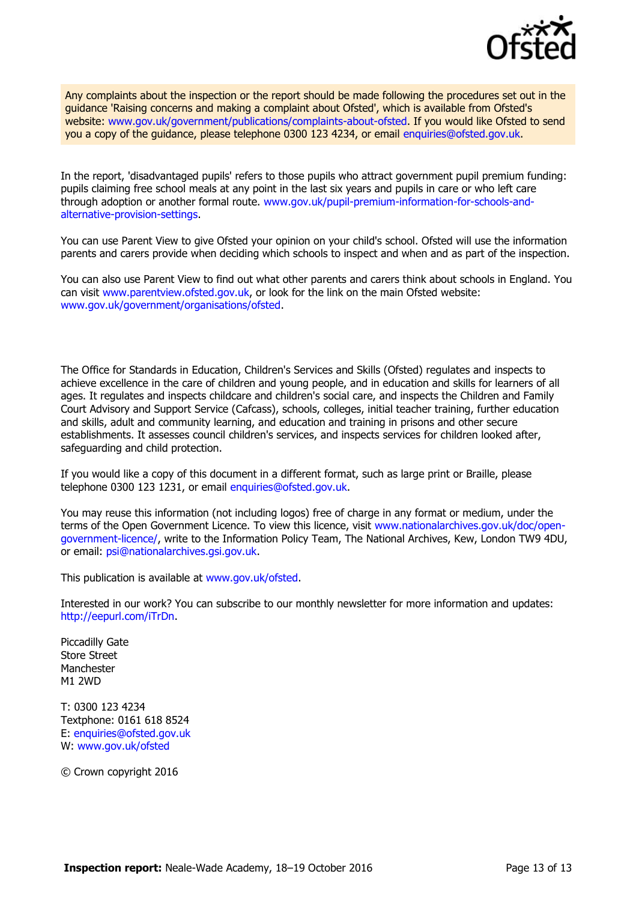Any complaints about the inspection or the report should be made following the procedures set out in the guidance 'Raising concerns and making a complaint about Ofsted', which is available from Ofsted's website: www.gov.uk/government/publications/complaints-about-ofsted. If you would like Ofsted to send you a copy of the guidance, please telephone 0300 123 4234, or email enquiries@ofsted.gov.uk.

In the report, 'disadvantaged pupils' refers to those pupils who attract government pupil premium funding: pupils claiming free school meals at any point in the last six years and pupils in care or who left care through adoption or another formal route. www.gov.uk/pupil-premium-information-for-schools-and-alternative-provision-settings.

You can use Parent View to give Ofsted your opinion on your child's school. Ofsted will use the information parents and carers provide when deciding which schools to inspect and when and as part of the inspection.

You can also use Parent View to find out what other parents and carers think about schools in England. You can visit www.parentview.ofsted.gov.uk, or look for the link on the main Ofsted website: www.gov.uk/government/organisations/ofsted.

The Office for Standards in Education, Children's Services and Skills (Ofsted) regulates and inspects to achieve excellence in the care of children and young people, and in education and skills for learners of all ages. It regulates and inspects childcare and children's social care, and inspects the Children and Family Court Advisory and Support Service (Cafcass), schools, colleges, initial teacher training, further education and skills, adult and community learning, and education and training in prisons and other secure establishments. It assesses council children's services, and inspects services for children looked after, safeguarding and child protection.

If you would like a copy of this document in a different format, such as large print or Braille, please telephone 0300 123 1231, or email enquiries@ofsted.gov.uk.

You may reuse this information (not including logos) free of charge in any format or medium, under the terms of the Open Government Licence. To view this licence, visit www.nationalarchives.gov.uk/doc/open-government-licence/, write to the Information Policy Team, The National Archives, Kew, London TW9 4DU, or email: psi@nationalarchives.gsi.gov.uk.

This publication is available at www.gov.uk/ofsted.

Interested in our work? You can subscribe to our monthly newsletter for more information and updates: http://eepurl.com/iTrDn.

Piccadilly Gate
Store Street
Manchester
M1 2WD

T: 0300 123 4234
Textphone: 0161 618 8524
E: enquiries@ofsted.gov.uk
W: www.gov.uk/ofsted

© Crown copyright 2016